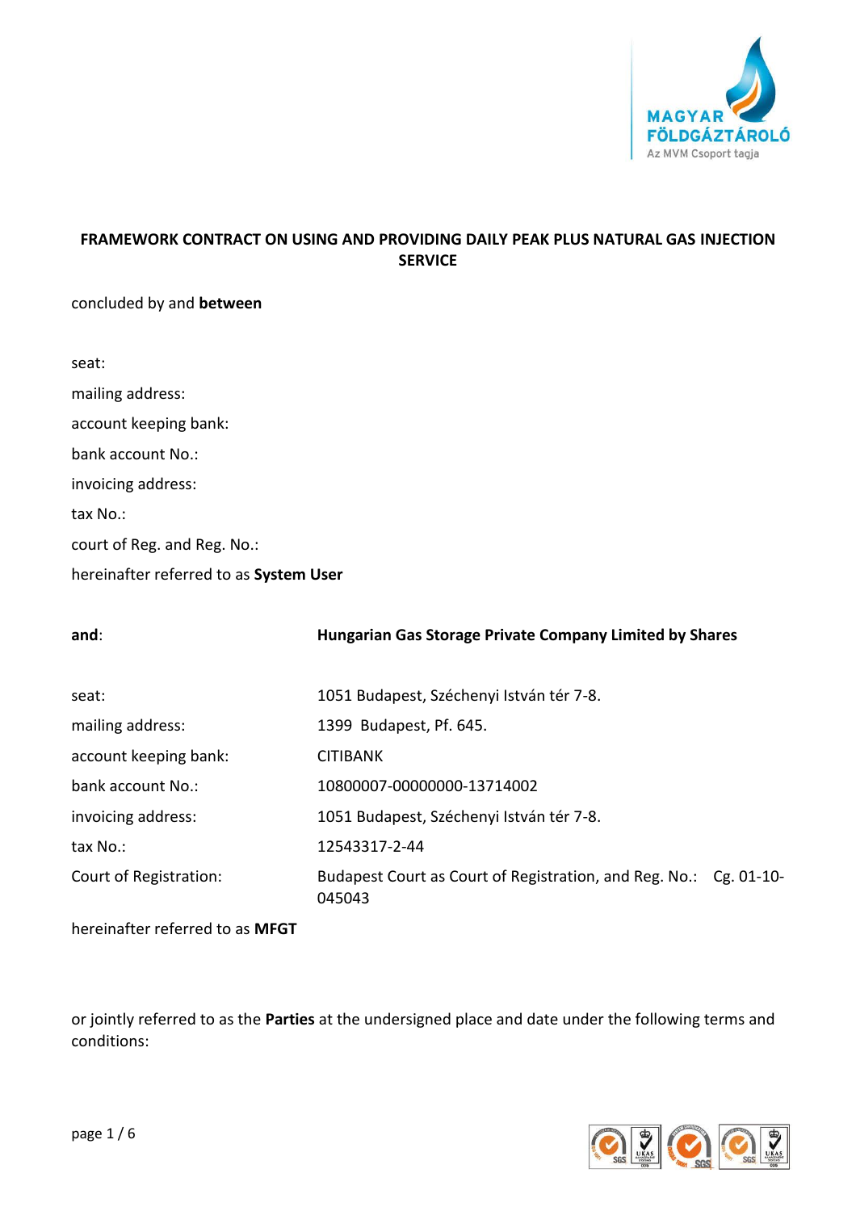**FRAMEWORK CONTRACT ON USING AND PROVIDING DAILY PEAK PLUS NATURAL GAS INJECTION SERVICE**

concluded by and **between**

seat:

mailing address:

account keeping bank:

bank account No.:

invoicing address:

tax No.:

court of Reg. and Reg. No.:

hereinafter referred to as **System User**

| **and**: | **Hungarian Gas Storage Private Company Limited by Shares** |
|---|---|
| seat: | 1051 Budapest, Széchenyi István tér 7-8. |
| mailing address: | 1399 Budapest, Pf. 645. |
| account keeping bank: | CITIBANK |
| bank account No.: | 10800007-00000000-13714002 |
| invoicing address: | 1051 Budapest, Széchenyi István tér 7-8. |
| tax No.: | 12543317-2-44 |
| Court of Registration: | Budapest Court as Court of Registration, and Reg. No.: Cg. 01-10-045043 |

hereinafter referred to as **MFGT**

or jointly referred to as the **Parties** at the undersigned place and date under the following terms and conditions: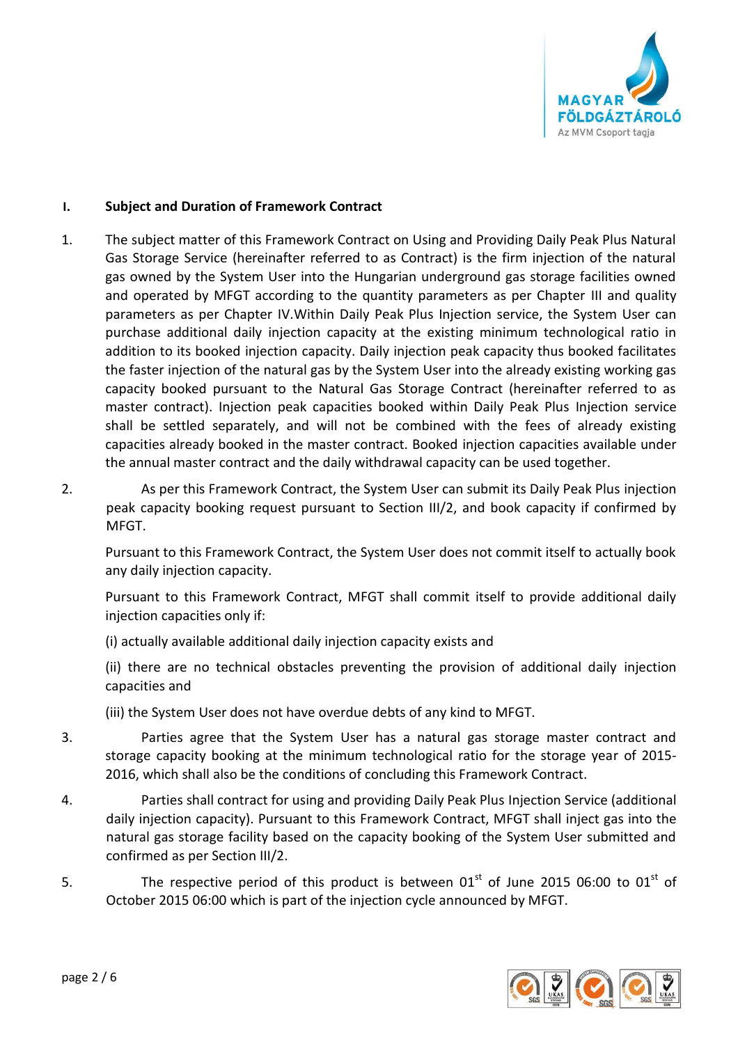## I. Subject and Duration of Framework Contract

1. The subject matter of this Framework Contract on Using and Providing Daily Peak Plus Natural Gas Storage Service (hereinafter referred to as Contract) is the firm injection of the natural gas owned by the System User into the Hungarian underground gas storage facilities owned and operated by MFGT according to the quantity parameters as per Chapter III and quality parameters as per Chapter IV.Within Daily Peak Plus Injection service, the System User can purchase additional daily injection capacity at the existing minimum technological ratio in addition to its booked injection capacity. Daily injection peak capacity thus booked facilitates the faster injection of the natural gas by the System User into the already existing working gas capacity booked pursuant to the Natural Gas Storage Contract (hereinafter referred to as master contract). Injection peak capacities booked within Daily Peak Plus Injection service shall be settled separately, and will not be combined with the fees of already existing capacities already booked in the master contract. Booked injection capacities available under the annual master contract and the daily withdrawal capacity can be used together.

2. As per this Framework Contract, the System User can submit its Daily Peak Plus injection peak capacity booking request pursuant to Section III/2, and book capacity if confirmed by MFGT.

   Pursuant to this Framework Contract, the System User does not commit itself to actually book any daily injection capacity.

   Pursuant to this Framework Contract, MFGT shall commit itself to provide additional daily injection capacities only if:

   (i) actually available additional daily injection capacity exists and

   (ii) there are no technical obstacles preventing the provision of additional daily injection capacities and

   (iii) the System User does not have overdue debts of any kind to MFGT.

3. Parties agree that the System User has a natural gas storage master contract and storage capacity booking at the minimum technological ratio for the storage year of 2015-2016, which shall also be the conditions of concluding this Framework Contract.

4. Parties shall contract for using and providing Daily Peak Plus Injection Service (additional daily injection capacity). Pursuant to this Framework Contract, MFGT shall inject gas into the natural gas storage facility based on the capacity booking of the System User submitted and confirmed as per Section III/2.

5. The respective period of this product is between 01st of June 2015 06:00 to 01st of October 2015 06:00 which is part of the injection cycle announced by MFGT.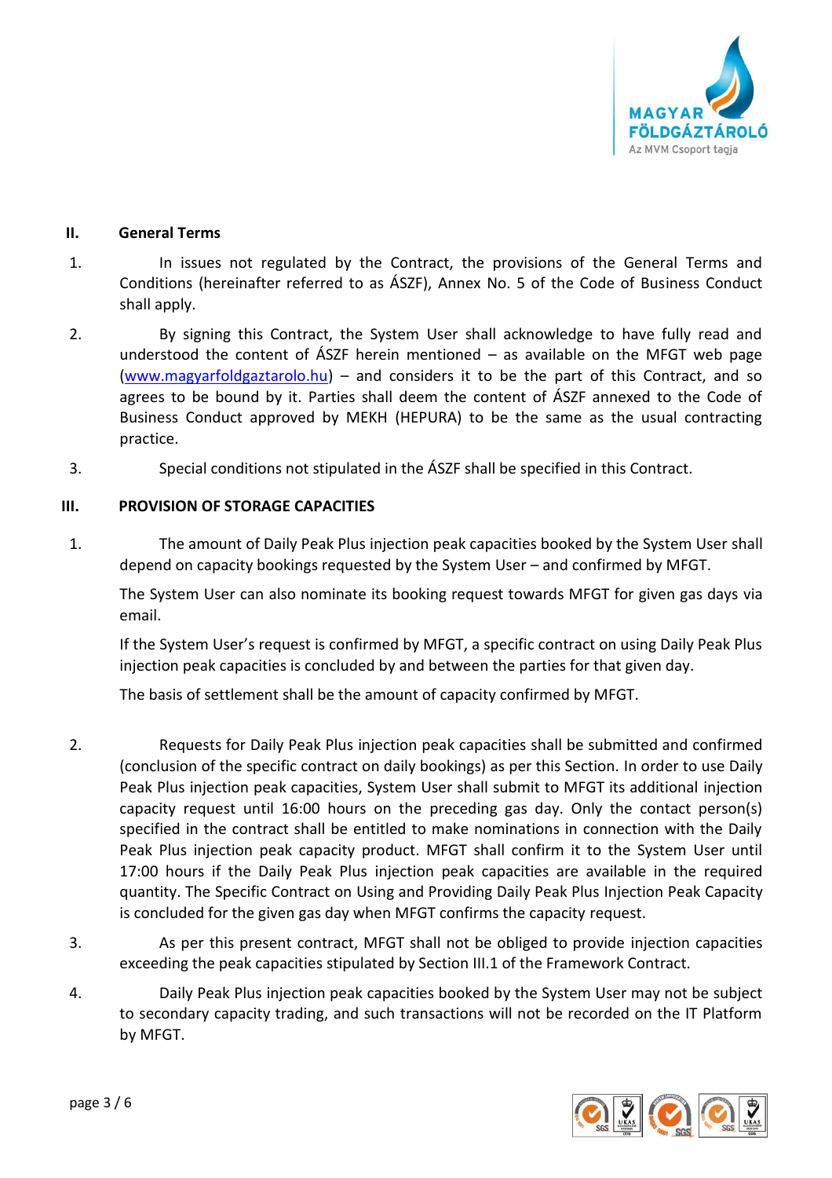## II. General Terms

1. In issues not regulated by the Contract, the provisions of the General Terms and Conditions (hereinafter referred to as ÁSZF), Annex No. 5 of the Code of Business Conduct shall apply.

2. By signing this Contract, the System User shall acknowledge to have fully read and understood the content of ÁSZF herein mentioned – as available on the MFGT web page (www.magyarfoldgaztarolo.hu) – and considers it to be the part of this Contract, and so agrees to be bound by it. Parties shall deem the content of ÁSZF annexed to the Code of Business Conduct approved by MEKH (HEPURA) to be the same as the usual contracting practice.

3. Special conditions not stipulated in the ÁSZF shall be specified in this Contract.

## III. PROVISION OF STORAGE CAPACITIES

1. The amount of Daily Peak Plus injection peak capacities booked by the System User shall depend on capacity bookings requested by the System User – and confirmed by MFGT.

   The System User can also nominate its booking request towards MFGT for given gas days via email.

   If the System User's request is confirmed by MFGT, a specific contract on using Daily Peak Plus injection peak capacities is concluded by and between the parties for that given day.

   The basis of settlement shall be the amount of capacity confirmed by MFGT.

2. Requests for Daily Peak Plus injection peak capacities shall be submitted and confirmed (conclusion of the specific contract on daily bookings) as per this Section. In order to use Daily Peak Plus injection peak capacities, System User shall submit to MFGT its additional injection capacity request until 16:00 hours on the preceding gas day. Only the contact person(s) specified in the contract shall be entitled to make nominations in connection with the Daily Peak Plus injection peak capacity product. MFGT shall confirm it to the System User until 17:00 hours if the Daily Peak Plus injection peak capacities are available in the required quantity. The Specific Contract on Using and Providing Daily Peak Plus Injection Peak Capacity is concluded for the given gas day when MFGT confirms the capacity request.

3. As per this present contract, MFGT shall not be obliged to provide injection capacities exceeding the peak capacities stipulated by Section III.1 of the Framework Contract.

4. Daily Peak Plus injection peak capacities booked by the System User may not be subject to secondary capacity trading, and such transactions will not be recorded on the IT Platform by MFGT.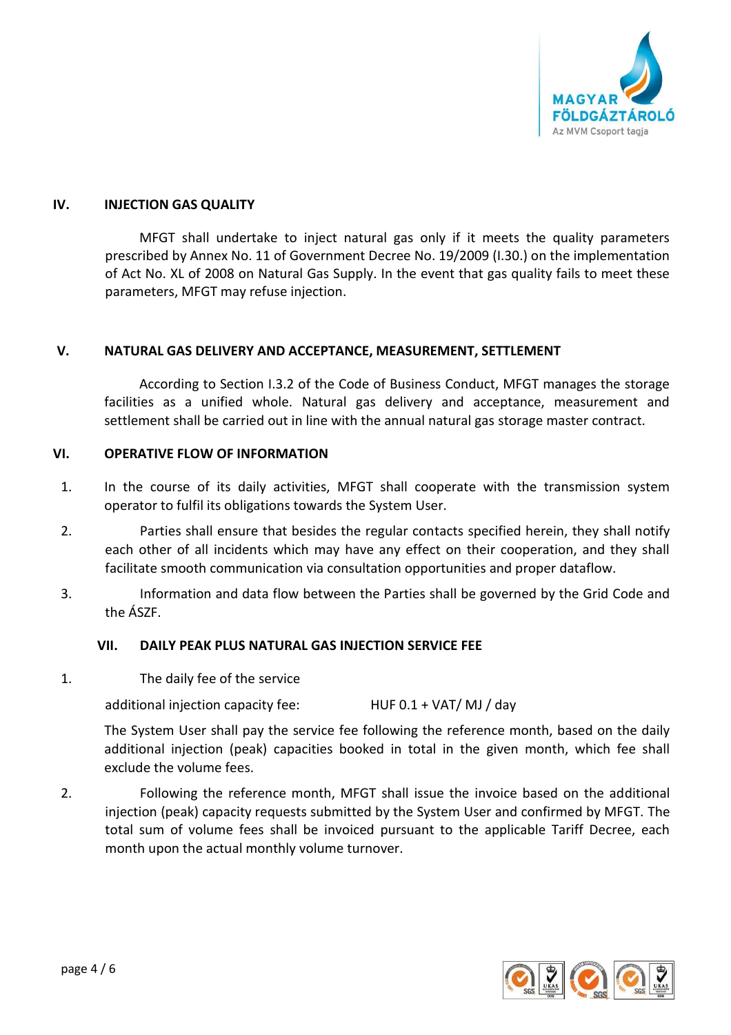## IV. INJECTION GAS QUALITY

MFGT shall undertake to inject natural gas only if it meets the quality parameters prescribed by Annex No. 11 of Government Decree No. 19/2009 (I.30.) on the implementation of Act No. XL of 2008 on Natural Gas Supply. In the event that gas quality fails to meet these parameters, MFGT may refuse injection.

## V. NATURAL GAS DELIVERY AND ACCEPTANCE, MEASUREMENT, SETTLEMENT

According to Section I.3.2 of the Code of Business Conduct, MFGT manages the storage facilities as a unified whole. Natural gas delivery and acceptance, measurement and settlement shall be carried out in line with the annual natural gas storage master contract.

## VI. OPERATIVE FLOW OF INFORMATION

1. In the course of its daily activities, MFGT shall cooperate with the transmission system operator to fulfil its obligations towards the System User.
2. Parties shall ensure that besides the regular contacts specified herein, they shall notify each other of all incidents which may have any effect on their cooperation, and they shall facilitate smooth communication via consultation opportunities and proper dataflow.
3. Information and data flow between the Parties shall be governed by the Grid Code and the ÁSZF.

## VII. DAILY PEAK PLUS NATURAL GAS INJECTION SERVICE FEE

1. The daily fee of the service

   additional injection capacity fee: HUF 0.1 + VAT/ MJ / day

   The System User shall pay the service fee following the reference month, based on the daily additional injection (peak) capacities booked in total in the given month, which fee shall exclude the volume fees.

2. Following the reference month, MFGT shall issue the invoice based on the additional injection (peak) capacity requests submitted by the System User and confirmed by MFGT. The total sum of volume fees shall be invoiced pursuant to the applicable Tariff Decree, each month upon the actual monthly volume turnover.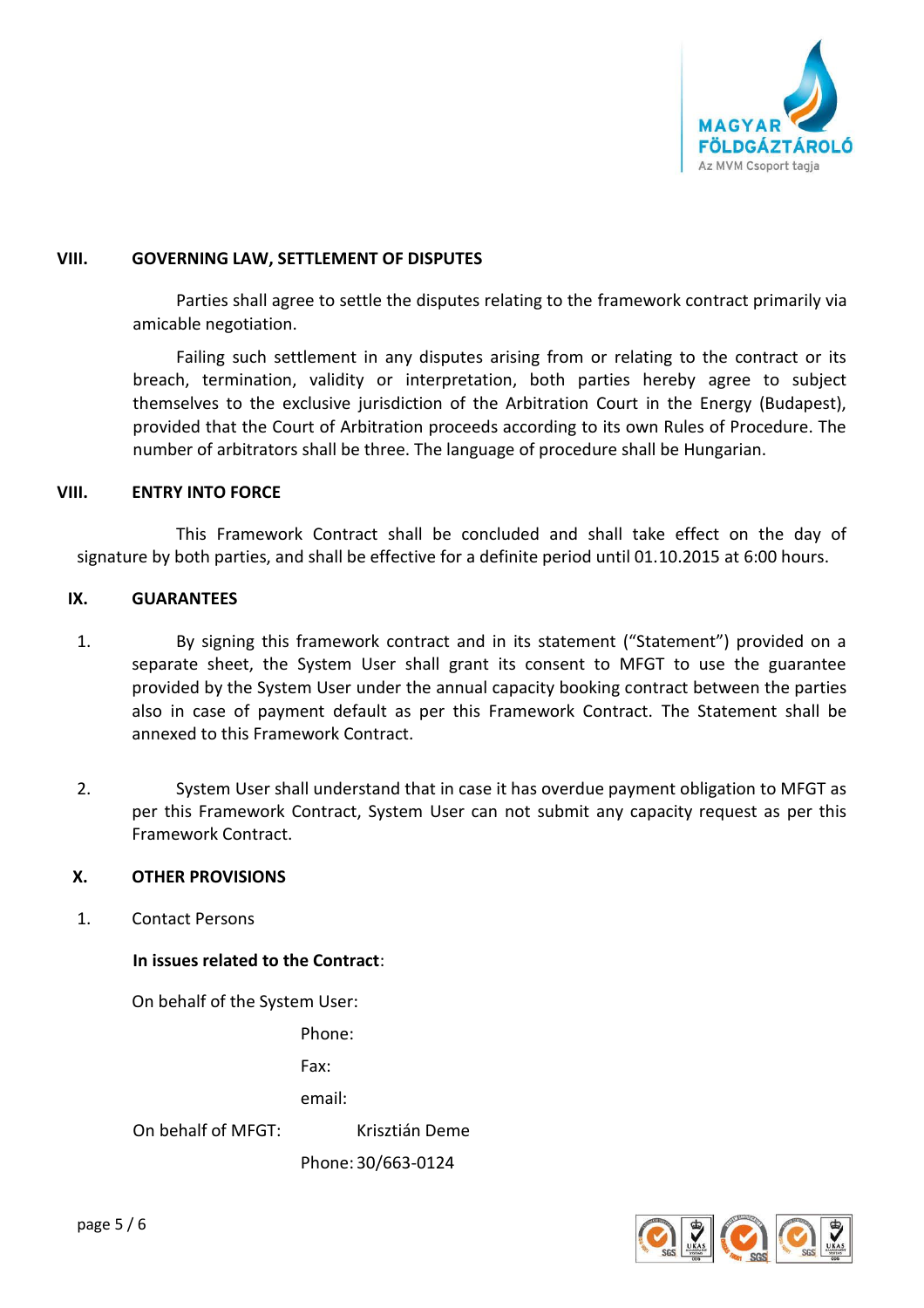## VIII. GOVERNING LAW, SETTLEMENT OF DISPUTES

Parties shall agree to settle the disputes relating to the framework contract primarily via amicable negotiation.

Failing such settlement in any disputes arising from or relating to the contract or its breach, termination, validity or interpretation, both parties hereby agree to subject themselves to the exclusive jurisdiction of the Arbitration Court in the Energy (Budapest), provided that the Court of Arbitration proceeds according to its own Rules of Procedure. The number of arbitrators shall be three. The language of procedure shall be Hungarian.

## VIII. ENTRY INTO FORCE

This Framework Contract shall be concluded and shall take effect on the day of signature by both parties, and shall be effective for a definite period until 01.10.2015 at 6:00 hours.

## IX. GUARANTEES

1. By signing this framework contract and in its statement ("Statement") provided on a separate sheet, the System User shall grant its consent to MFGT to use the guarantee provided by the System User under the annual capacity booking contract between the parties also in case of payment default as per this Framework Contract. The Statement shall be annexed to this Framework Contract.

2. System User shall understand that in case it has overdue payment obligation to MFGT as per this Framework Contract, System User can not submit any capacity request as per this Framework Contract.

## X. OTHER PROVISIONS

1. Contact Persons

**In issues related to the Contract**:

On behalf of the System User:

Phone:

Fax:

email:

On behalf of MFGT: Krisztián Deme

Phone: 30/663-0124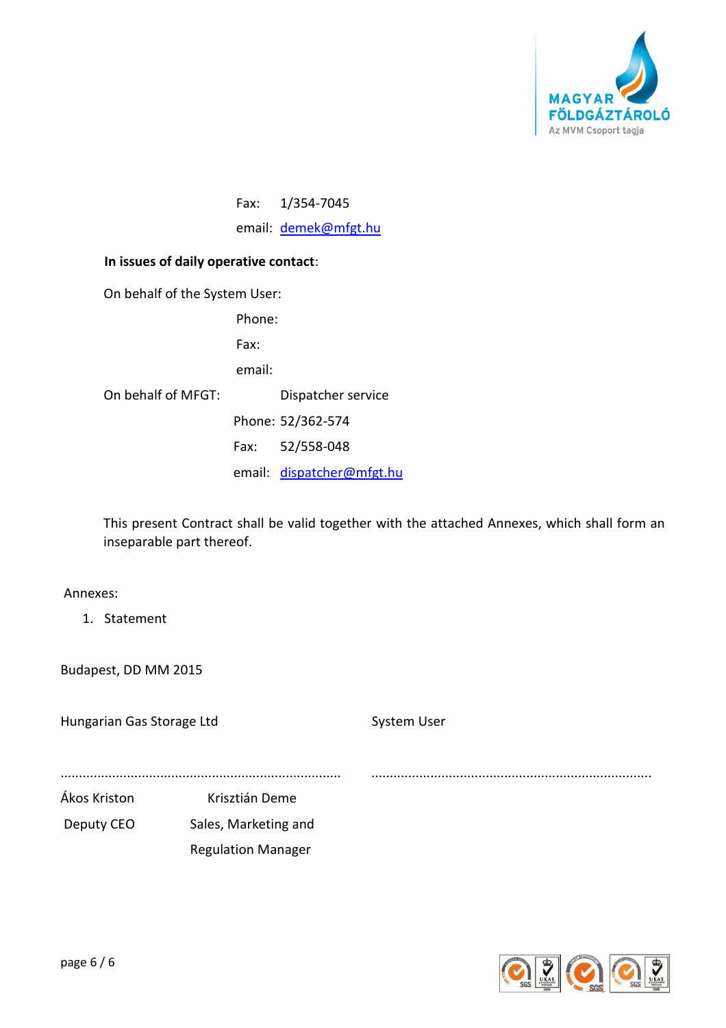Fax: 1/354-7045

email: demek@mfgt.hu

**In issues of daily operative contact**:

On behalf of the System User:

Phone:

Fax:

email:

On behalf of MFGT: Dispatcher service

Phone: 52/362-574

Fax: 52/558-048

email: dispatcher@mfgt.hu

This present Contract shall be valid together with the attached Annexes, which shall form an inseparable part thereof.

Annexes:

1. Statement

Budapest, DD MM 2015

| | |
|---|---|
| Hungarian Gas Storage Ltd | System User |
| ........................................................................... | ........................................................................... |
| Ákos Kriston Deputy CEO / Krisztián Deme Sales, Marketing and Regulation Manager | |